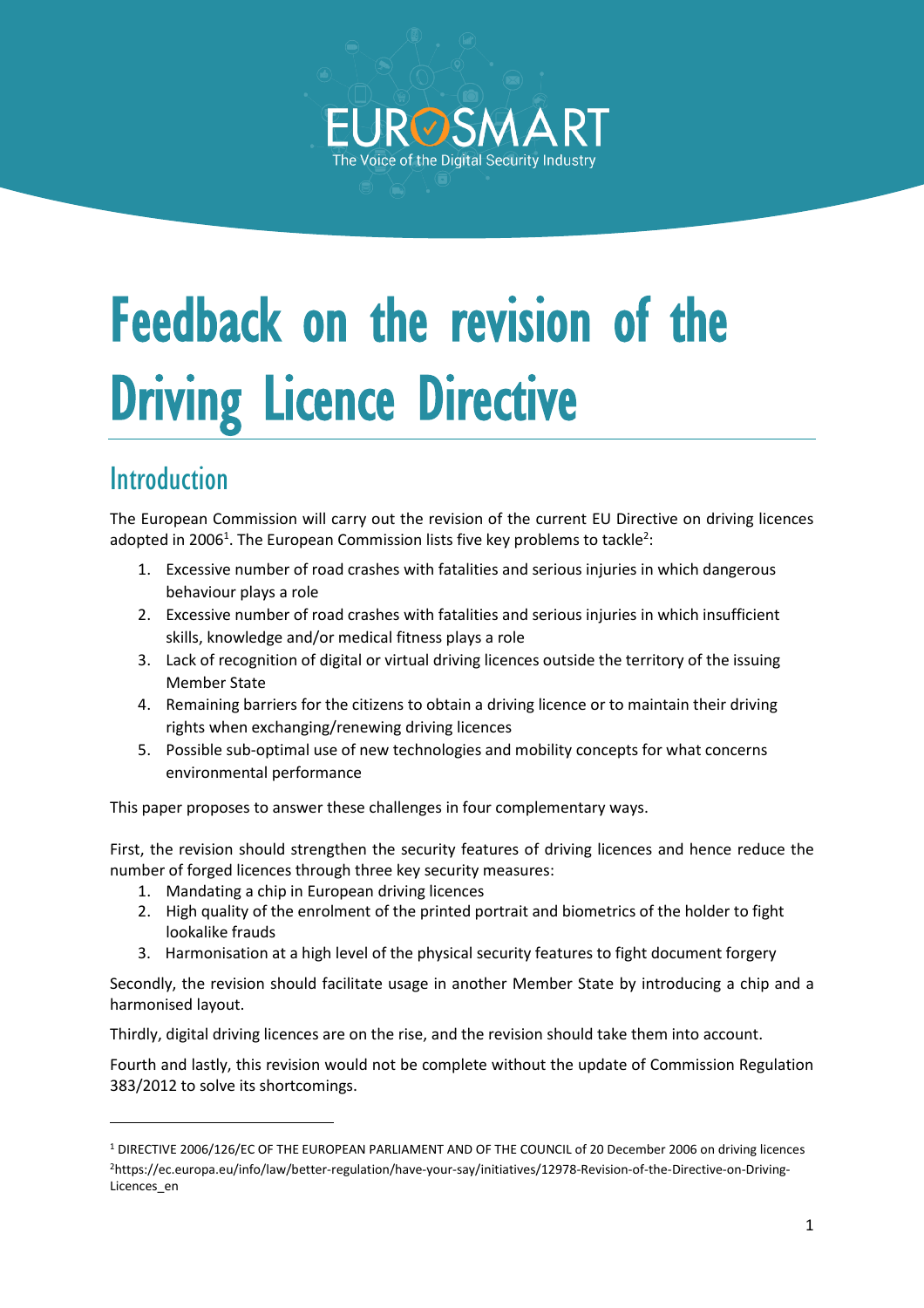EUROSMART

The Voice of the Digital Security Industry

# Feedback on the revision of the Driving Licence Directive

## Introduction

The European Commission will carry out the revision of the current EU Directive on driving licences adopted in 2006[1]. The European Commission lists five key problems to tackle[2]:

1. Excessive number of road crashes with fatalities and serious injuries in which dangerous behaviour plays a role
2. Excessive number of road crashes with fatalities and serious injuries in which insufficient skills, knowledge and/or medical fitness plays a role
3. Lack of recognition of digital or virtual driving licences outside the territory of the issuing Member State
4. Remaining barriers for the citizens to obtain a driving licence or to maintain their driving rights when exchanging/renewing driving licences
5. Possible sub-optimal use of new technologies and mobility concepts for what concerns environmental performance

This paper proposes to answer these challenges in four complementary ways.

First, the revision should strengthen the security features of driving licences and hence reduce the number of forged licences through three key security measures:

1. Mandating a chip in European driving licences
2. High quality of the enrolment of the printed portrait and biometrics of the holder to fight lookalike frauds
3. Harmonisation at a high level of the physical security features to fight document forgery

Secondly, the revision should facilitate usage in another Member State by introducing a chip and a harmonised layout.

Thirdly, digital driving licences are on the rise, and the revision should take them into account.

Fourth and lastly, this revision would not be complete without the update of Commission Regulation 383/2012 to solve its shortcomings.

---

[1] DIRECTIVE 2006/126/EC OF THE EUROPEAN PARLIAMENT AND OF THE COUNCIL of 20 December 2006 on driving licences

[2] https://ec.europa.eu/info/law/better-regulation/have-your-say/initiatives/12978-Revision-of-the-Directive-on-Driving-Licences_en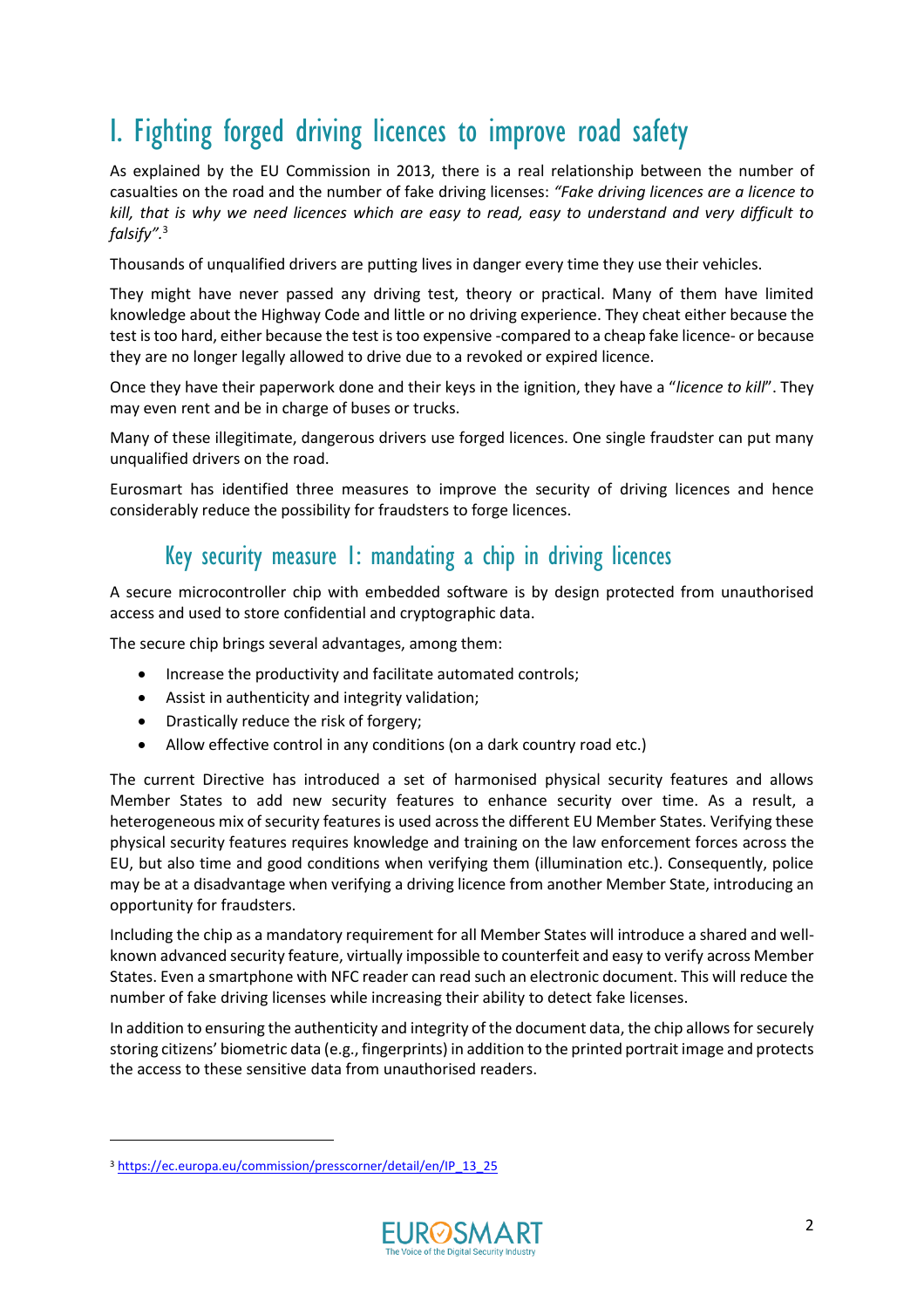# I. Fighting forged driving licences to improve road safety

As explained by the EU Commission in 2013, there is a real relationship between the number of casualties on the road and the number of fake driving licenses: *"Fake driving licences are a licence to kill, that is why we need licences which are easy to read, easy to understand and very difficult to falsify"*.[3]

Thousands of unqualified drivers are putting lives in danger every time they use their vehicles.

They might have never passed any driving test, theory or practical. Many of them have limited knowledge about the Highway Code and little or no driving experience. They cheat either because the test is too hard, either because the test is too expensive -compared to a cheap fake licence- or because they are no longer legally allowed to drive due to a revoked or expired licence.

Once they have their paperwork done and their keys in the ignition, they have a "*licence to kill*". They may even rent and be in charge of buses or trucks.

Many of these illegitimate, dangerous drivers use forged licences. One single fraudster can put many unqualified drivers on the road.

Eurosmart has identified three measures to improve the security of driving licences and hence considerably reduce the possibility for fraudsters to forge licences.

## Key security measure 1: mandating a chip in driving licences

A secure microcontroller chip with embedded software is by design protected from unauthorised access and used to store confidential and cryptographic data.

The secure chip brings several advantages, among them:

- Increase the productivity and facilitate automated controls;
- Assist in authenticity and integrity validation;
- Drastically reduce the risk of forgery;
- Allow effective control in any conditions (on a dark country road etc.)

The current Directive has introduced a set of harmonised physical security features and allows Member States to add new security features to enhance security over time. As a result, a heterogeneous mix of security features is used across the different EU Member States. Verifying these physical security features requires knowledge and training on the law enforcement forces across the EU, but also time and good conditions when verifying them (illumination etc.). Consequently, police may be at a disadvantage when verifying a driving licence from another Member State, introducing an opportunity for fraudsters.

Including the chip as a mandatory requirement for all Member States will introduce a shared and well-known advanced security feature, virtually impossible to counterfeit and easy to verify across Member States. Even a smartphone with NFC reader can read such an electronic document. This will reduce the number of fake driving licenses while increasing their ability to detect fake licenses.

In addition to ensuring the authenticity and integrity of the document data, the chip allows for securely storing citizens' biometric data (e.g., fingerprints) in addition to the printed portrait image and protects the access to these sensitive data from unauthorised readers.

---

[3] https://ec.europa.eu/commission/presscorner/detail/en/IP_13_25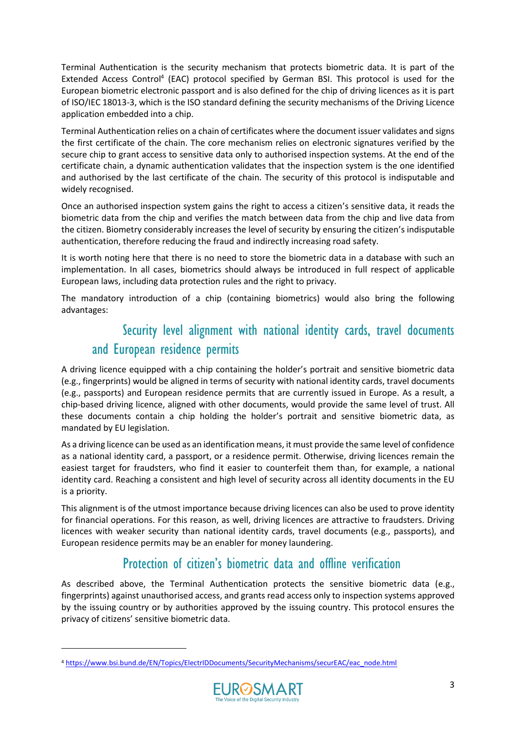Terminal Authentication is the security mechanism that protects biometric data. It is part of the Extended Access Control[4] (EAC) protocol specified by German BSI. This protocol is used for the European biometric electronic passport and is also defined for the chip of driving licences as it is part of ISO/IEC 18013-3, which is the ISO standard defining the security mechanisms of the Driving Licence application embedded into a chip.

Terminal Authentication relies on a chain of certificates where the document issuer validates and signs the first certificate of the chain. The core mechanism relies on electronic signatures verified by the secure chip to grant access to sensitive data only to authorised inspection systems. At the end of the certificate chain, a dynamic authentication validates that the inspection system is the one identified and authorised by the last certificate of the chain. The security of this protocol is indisputable and widely recognised.

Once an authorised inspection system gains the right to access a citizen's sensitive data, it reads the biometric data from the chip and verifies the match between data from the chip and live data from the citizen. Biometry considerably increases the level of security by ensuring the citizen's indisputable authentication, therefore reducing the fraud and indirectly increasing road safety.

It is worth noting here that there is no need to store the biometric data in a database with such an implementation. In all cases, biometrics should always be introduced in full respect of applicable European laws, including data protection rules and the right to privacy.

The mandatory introduction of a chip (containing biometrics) would also bring the following advantages:

## Security level alignment with national identity cards, travel documents and European residence permits

A driving licence equipped with a chip containing the holder's portrait and sensitive biometric data (e.g., fingerprints) would be aligned in terms of security with national identity cards, travel documents (e.g., passports) and European residence permits that are currently issued in Europe. As a result, a chip-based driving licence, aligned with other documents, would provide the same level of trust. All these documents contain a chip holding the holder's portrait and sensitive biometric data, as mandated by EU legislation.

As a driving licence can be used as an identification means, it must provide the same level of confidence as a national identity card, a passport, or a residence permit. Otherwise, driving licences remain the easiest target for fraudsters, who find it easier to counterfeit them than, for example, a national identity card. Reaching a consistent and high level of security across all identity documents in the EU is a priority.

This alignment is of the utmost importance because driving licences can also be used to prove identity for financial operations. For this reason, as well, driving licences are attractive to fraudsters. Driving licences with weaker security than national identity cards, travel documents (e.g., passports), and European residence permits may be an enabler for money laundering.

## Protection of citizen's biometric data and offline verification

As described above, the Terminal Authentication protects the sensitive biometric data (e.g., fingerprints) against unauthorised access, and grants read access only to inspection systems approved by the issuing country or by authorities approved by the issuing country. This protocol ensures the privacy of citizens' sensitive biometric data.

---

[4] https://www.bsi.bund.de/EN/Topics/ElectrIDDocuments/SecurityMechanisms/securEAC/eac_node.html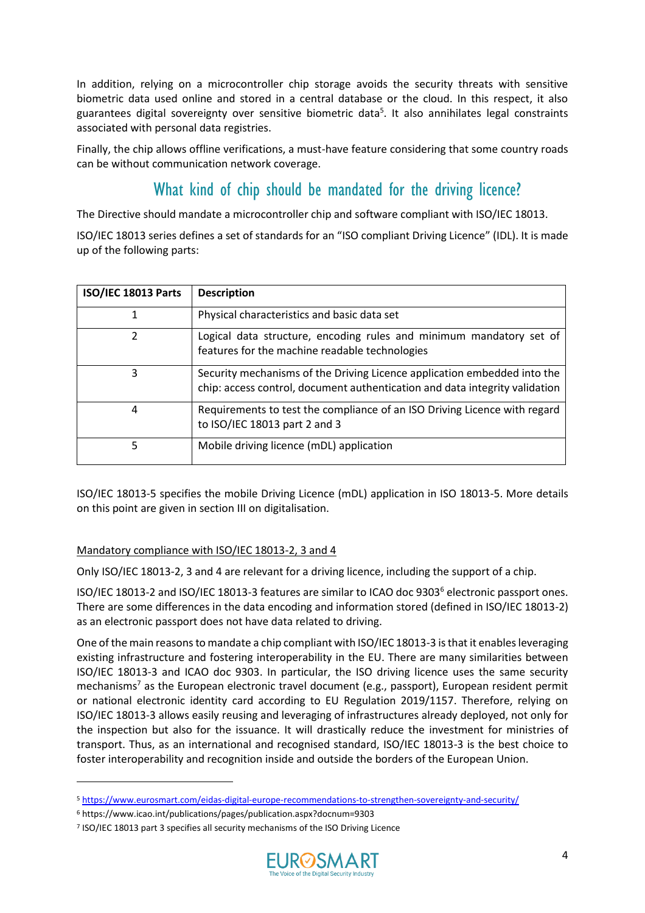In addition, relying on a microcontroller chip storage avoids the security threats with sensitive biometric data used online and stored in a central database or the cloud. In this respect, it also guarantees digital sovereignty over sensitive biometric data[5]. It also annihilates legal constraints associated with personal data registries.

Finally, the chip allows offline verifications, a must-have feature considering that some country roads can be without communication network coverage.

## What kind of chip should be mandated for the driving licence?

The Directive should mandate a microcontroller chip and software compliant with ISO/IEC 18013.

ISO/IEC 18013 series defines a set of standards for an "ISO compliant Driving Licence" (IDL). It is made up of the following parts:

| ISO/IEC 18013 Parts | Description |
| --- | --- |
| 1 | Physical characteristics and basic data set |
| 2 | Logical data structure, encoding rules and minimum mandatory set of features for the machine readable technologies |
| 3 | Security mechanisms of the Driving Licence application embedded into the chip: access control, document authentication and data integrity validation |
| 4 | Requirements to test the compliance of an ISO Driving Licence with regard to ISO/IEC 18013 part 2 and 3 |
| 5 | Mobile driving licence (mDL) application |

ISO/IEC 18013-5 specifies the mobile Driving Licence (mDL) application in ISO 18013-5. More details on this point are given in section III on digitalisation.

Mandatory compliance with ISO/IEC 18013-2, 3 and 4

Only ISO/IEC 18013-2, 3 and 4 are relevant for a driving licence, including the support of a chip.

ISO/IEC 18013-2 and ISO/IEC 18013-3 features are similar to ICAO doc 9303[6] electronic passport ones. There are some differences in the data encoding and information stored (defined in ISO/IEC 18013-2) as an electronic passport does not have data related to driving.

One of the main reasons to mandate a chip compliant with ISO/IEC 18013-3 is that it enables leveraging existing infrastructure and fostering interoperability in the EU. There are many similarities between ISO/IEC 18013-3 and ICAO doc 9303. In particular, the ISO driving licence uses the same security mechanisms[7] as the European electronic travel document (e.g., passport), European resident permit or national electronic identity card according to EU Regulation 2019/1157. Therefore, relying on ISO/IEC 18013-3 allows easily reusing and leveraging of infrastructures already deployed, not only for the inspection but also for the issuance. It will drastically reduce the investment for ministries of transport. Thus, as an international and recognised standard, ISO/IEC 18013-3 is the best choice to foster interoperability and recognition inside and outside the borders of the European Union.

---

[5] https://www.eurosmart.com/eidas-digital-europe-recommendations-to-strengthen-sovereignty-and-security/

[6] https://www.icao.int/publications/pages/publication.aspx?docnum=9303

[7] ISO/IEC 18013 part 3 specifies all security mechanisms of the ISO Driving Licence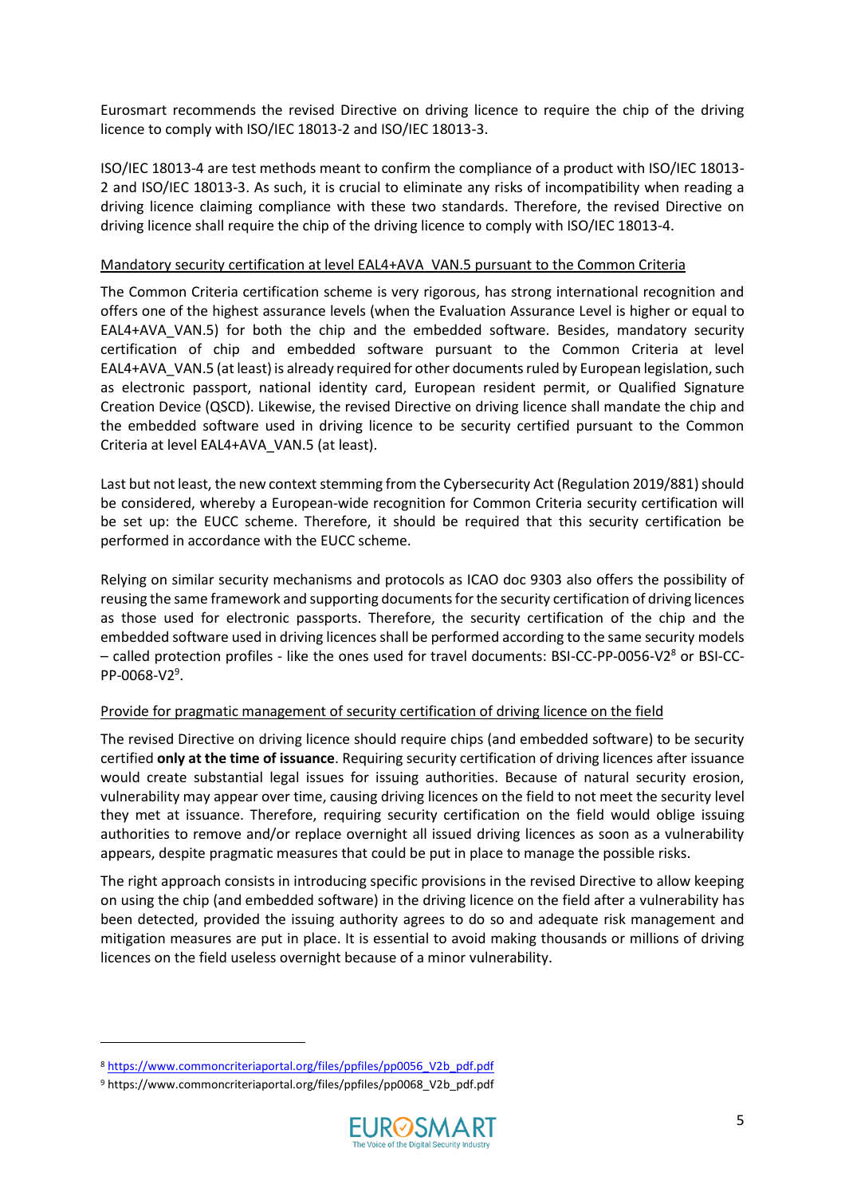Eurosmart recommends the revised Directive on driving licence to require the chip of the driving licence to comply with ISO/IEC 18013-2 and ISO/IEC 18013-3.

ISO/IEC 18013-4 are test methods meant to confirm the compliance of a product with ISO/IEC 18013-2 and ISO/IEC 18013-3. As such, it is crucial to eliminate any risks of incompatibility when reading a driving licence claiming compliance with these two standards. Therefore, the revised Directive on driving licence shall require the chip of the driving licence to comply with ISO/IEC 18013-4.

Mandatory security certification at level EAL4+AVA_VAN.5 pursuant to the Common Criteria

The Common Criteria certification scheme is very rigorous, has strong international recognition and offers one of the highest assurance levels (when the Evaluation Assurance Level is higher or equal to EAL4+AVA_VAN.5) for both the chip and the embedded software. Besides, mandatory security certification of chip and embedded software pursuant to the Common Criteria at level EAL4+AVA_VAN.5 (at least) is already required for other documents ruled by European legislation, such as electronic passport, national identity card, European resident permit, or Qualified Signature Creation Device (QSCD). Likewise, the revised Directive on driving licence shall mandate the chip and the embedded software used in driving licence to be security certified pursuant to the Common Criteria at level EAL4+AVA_VAN.5 (at least).

Last but not least, the new context stemming from the Cybersecurity Act (Regulation 2019/881) should be considered, whereby a European-wide recognition for Common Criteria security certification will be set up: the EUCC scheme. Therefore, it should be required that this security certification be performed in accordance with the EUCC scheme.

Relying on similar security mechanisms and protocols as ICAO doc 9303 also offers the possibility of reusing the same framework and supporting documents for the security certification of driving licences as those used for electronic passports. Therefore, the security certification of the chip and the embedded software used in driving licences shall be performed according to the same security models – called protection profiles - like the ones used for travel documents: BSI-CC-PP-0056-V2[8] or BSI-CC-PP-0068-V2[9].

Provide for pragmatic management of security certification of driving licence on the field

The revised Directive on driving licence should require chips (and embedded software) to be security certified **only at the time of issuance**. Requiring security certification of driving licences after issuance would create substantial legal issues for issuing authorities. Because of natural security erosion, vulnerability may appear over time, causing driving licences on the field to not meet the security level they met at issuance. Therefore, requiring security certification on the field would oblige issuing authorities to remove and/or replace overnight all issued driving licences as soon as a vulnerability appears, despite pragmatic measures that could be put in place to manage the possible risks.

The right approach consists in introducing specific provisions in the revised Directive to allow keeping on using the chip (and embedded software) in the driving licence on the field after a vulnerability has been detected, provided the issuing authority agrees to do so and adequate risk management and mitigation measures are put in place. It is essential to avoid making thousands or millions of driving licences on the field useless overnight because of a minor vulnerability.

---

[8] https://www.commoncriteriaportal.org/files/ppfiles/pp0056_V2b_pdf.pdf

[9] https://www.commoncriteriaportal.org/files/ppfiles/pp0068_V2b_pdf.pdf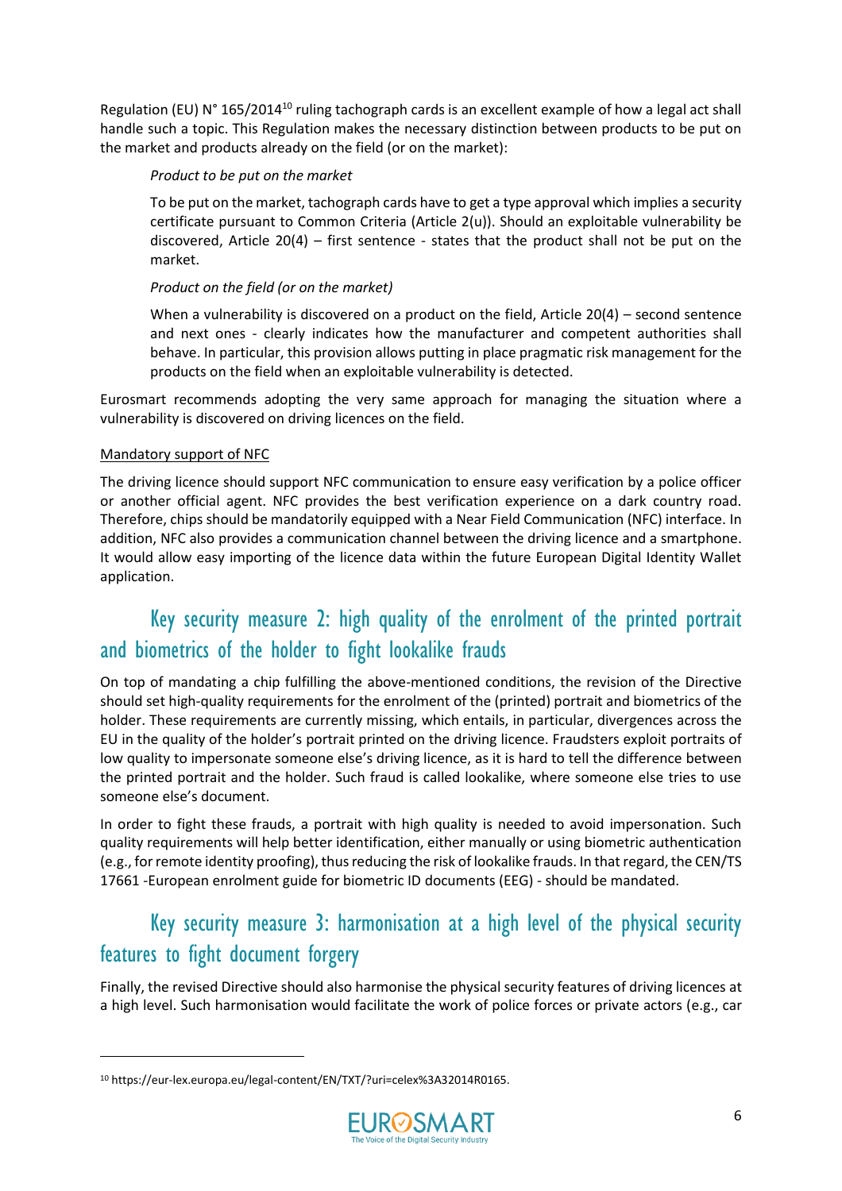Regulation (EU) N° 165/2014[10] ruling tachograph cards is an excellent example of how a legal act shall handle such a topic. This Regulation makes the necessary distinction between products to be put on the market and products already on the field (or on the market):

> *Product to be put on the market*
>
> To be put on the market, tachograph cards have to get a type approval which implies a security certificate pursuant to Common Criteria (Article 2(u)). Should an exploitable vulnerability be discovered, Article 20(4) – first sentence - states that the product shall not be put on the market.
>
> *Product on the field (or on the market)*
>
> When a vulnerability is discovered on a product on the field, Article 20(4) – second sentence and next ones - clearly indicates how the manufacturer and competent authorities shall behave. In particular, this provision allows putting in place pragmatic risk management for the products on the field when an exploitable vulnerability is detected.

Eurosmart recommends adopting the very same approach for managing the situation where a vulnerability is discovered on driving licences on the field.

Mandatory support of NFC

The driving licence should support NFC communication to ensure easy verification by a police officer or another official agent. NFC provides the best verification experience on a dark country road. Therefore, chips should be mandatorily equipped with a Near Field Communication (NFC) interface. In addition, NFC also provides a communication channel between the driving licence and a smartphone. It would allow easy importing of the licence data within the future European Digital Identity Wallet application.

## Key security measure 2: high quality of the enrolment of the printed portrait and biometrics of the holder to fight lookalike frauds

On top of mandating a chip fulfilling the above-mentioned conditions, the revision of the Directive should set high-quality requirements for the enrolment of the (printed) portrait and biometrics of the holder. These requirements are currently missing, which entails, in particular, divergences across the EU in the quality of the holder's portrait printed on the driving licence. Fraudsters exploit portraits of low quality to impersonate someone else's driving licence, as it is hard to tell the difference between the printed portrait and the holder. Such fraud is called lookalike, where someone else tries to use someone else's document.

In order to fight these frauds, a portrait with high quality is needed to avoid impersonation. Such quality requirements will help better identification, either manually or using biometric authentication (e.g., for remote identity proofing), thus reducing the risk of lookalike frauds. In that regard, the CEN/TS 17661 -European enrolment guide for biometric ID documents (EEG) - should be mandated.

## Key security measure 3: harmonisation at a high level of the physical security features to fight document forgery

Finally, the revised Directive should also harmonise the physical security features of driving licences at a high level. Such harmonisation would facilitate the work of police forces or private actors (e.g., car

[10] https://eur-lex.europa.eu/legal-content/EN/TXT/?uri=celex%3A32014R0165.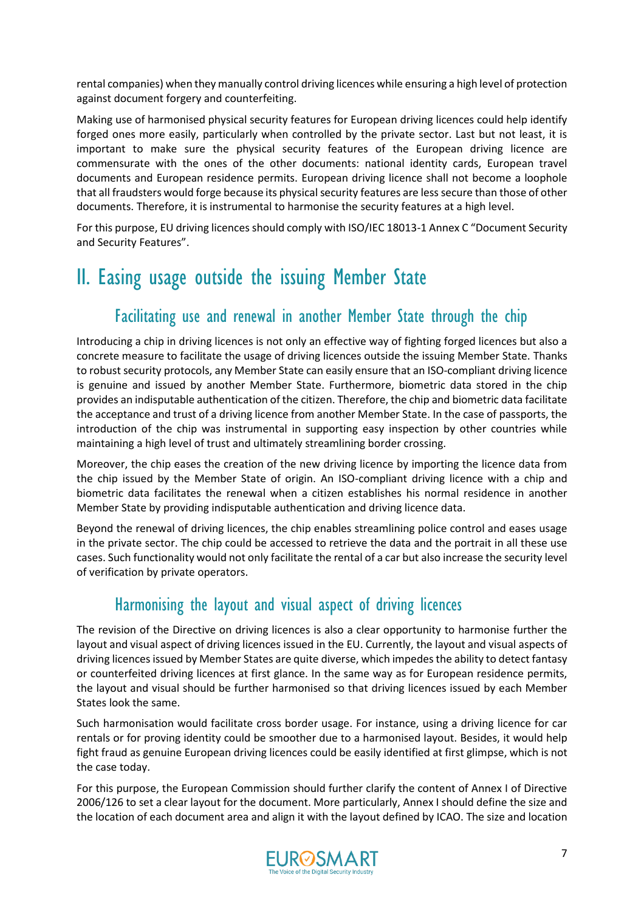rental companies) when they manually control driving licences while ensuring a high level of protection against document forgery and counterfeiting.

Making use of harmonised physical security features for European driving licences could help identify forged ones more easily, particularly when controlled by the private sector. Last but not least, it is important to make sure the physical security features of the European driving licence are commensurate with the ones of the other documents: national identity cards, European travel documents and European residence permits. European driving licence shall not become a loophole that all fraudsters would forge because its physical security features are less secure than those of other documents. Therefore, it is instrumental to harmonise the security features at a high level.

For this purpose, EU driving licences should comply with ISO/IEC 18013-1 Annex C "Document Security and Security Features".

# II. Easing usage outside the issuing Member State

## Facilitating use and renewal in another Member State through the chip

Introducing a chip in driving licences is not only an effective way of fighting forged licences but also a concrete measure to facilitate the usage of driving licences outside the issuing Member State. Thanks to robust security protocols, any Member State can easily ensure that an ISO-compliant driving licence is genuine and issued by another Member State. Furthermore, biometric data stored in the chip provides an indisputable authentication of the citizen. Therefore, the chip and biometric data facilitate the acceptance and trust of a driving licence from another Member State. In the case of passports, the introduction of the chip was instrumental in supporting easy inspection by other countries while maintaining a high level of trust and ultimately streamlining border crossing.

Moreover, the chip eases the creation of the new driving licence by importing the licence data from the chip issued by the Member State of origin. An ISO-compliant driving licence with a chip and biometric data facilitates the renewal when a citizen establishes his normal residence in another Member State by providing indisputable authentication and driving licence data.

Beyond the renewal of driving licences, the chip enables streamlining police control and eases usage in the private sector. The chip could be accessed to retrieve the data and the portrait in all these use cases. Such functionality would not only facilitate the rental of a car but also increase the security level of verification by private operators.

## Harmonising the layout and visual aspect of driving licences

The revision of the Directive on driving licences is also a clear opportunity to harmonise further the layout and visual aspect of driving licences issued in the EU. Currently, the layout and visual aspects of driving licences issued by Member States are quite diverse, which impedes the ability to detect fantasy or counterfeited driving licences at first glance. In the same way as for European residence permits, the layout and visual should be further harmonised so that driving licences issued by each Member States look the same.

Such harmonisation would facilitate cross border usage. For instance, using a driving licence for car rentals or for proving identity could be smoother due to a harmonised layout. Besides, it would help fight fraud as genuine European driving licences could be easily identified at first glimpse, which is not the case today.

For this purpose, the European Commission should further clarify the content of Annex I of Directive 2006/126 to set a clear layout for the document. More particularly, Annex I should define the size and the location of each document area and align it with the layout defined by ICAO. The size and location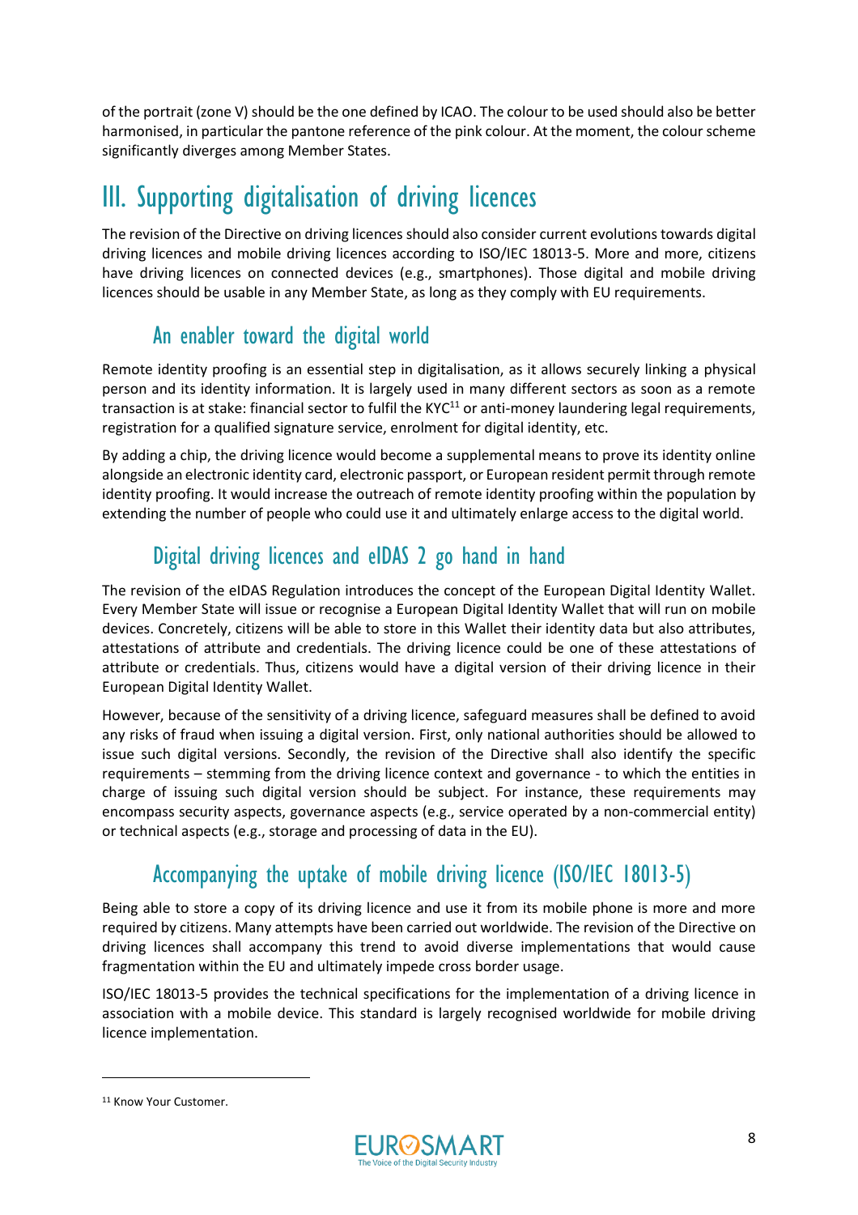of the portrait (zone V) should be the one defined by ICAO. The colour to be used should also be better harmonised, in particular the pantone reference of the pink colour. At the moment, the colour scheme significantly diverges among Member States.

# III. Supporting digitalisation of driving licences

The revision of the Directive on driving licences should also consider current evolutions towards digital driving licences and mobile driving licences according to ISO/IEC 18013-5. More and more, citizens have driving licences on connected devices (e.g., smartphones). Those digital and mobile driving licences should be usable in any Member State, as long as they comply with EU requirements.

## An enabler toward the digital world

Remote identity proofing is an essential step in digitalisation, as it allows securely linking a physical person and its identity information. It is largely used in many different sectors as soon as a remote transaction is at stake: financial sector to fulfil the KYC[11] or anti-money laundering legal requirements, registration for a qualified signature service, enrolment for digital identity, etc.

By adding a chip, the driving licence would become a supplemental means to prove its identity online alongside an electronic identity card, electronic passport, or European resident permit through remote identity proofing. It would increase the outreach of remote identity proofing within the population by extending the number of people who could use it and ultimately enlarge access to the digital world.

## Digital driving licences and eIDAS 2 go hand in hand

The revision of the eIDAS Regulation introduces the concept of the European Digital Identity Wallet. Every Member State will issue or recognise a European Digital Identity Wallet that will run on mobile devices. Concretely, citizens will be able to store in this Wallet their identity data but also attributes, attestations of attribute and credentials. The driving licence could be one of these attestations of attribute or credentials. Thus, citizens would have a digital version of their driving licence in their European Digital Identity Wallet.

However, because of the sensitivity of a driving licence, safeguard measures shall be defined to avoid any risks of fraud when issuing a digital version. First, only national authorities should be allowed to issue such digital versions. Secondly, the revision of the Directive shall also identify the specific requirements – stemming from the driving licence context and governance - to which the entities in charge of issuing such digital version should be subject. For instance, these requirements may encompass security aspects, governance aspects (e.g., service operated by a non-commercial entity) or technical aspects (e.g., storage and processing of data in the EU).

## Accompanying the uptake of mobile driving licence (ISO/IEC 18013-5)

Being able to store a copy of its driving licence and use it from its mobile phone is more and more required by citizens. Many attempts have been carried out worldwide. The revision of the Directive on driving licences shall accompany this trend to avoid diverse implementations that would cause fragmentation within the EU and ultimately impede cross border usage.

ISO/IEC 18013-5 provides the technical specifications for the implementation of a driving licence in association with a mobile device. This standard is largely recognised worldwide for mobile driving licence implementation.

[11] Know Your Customer.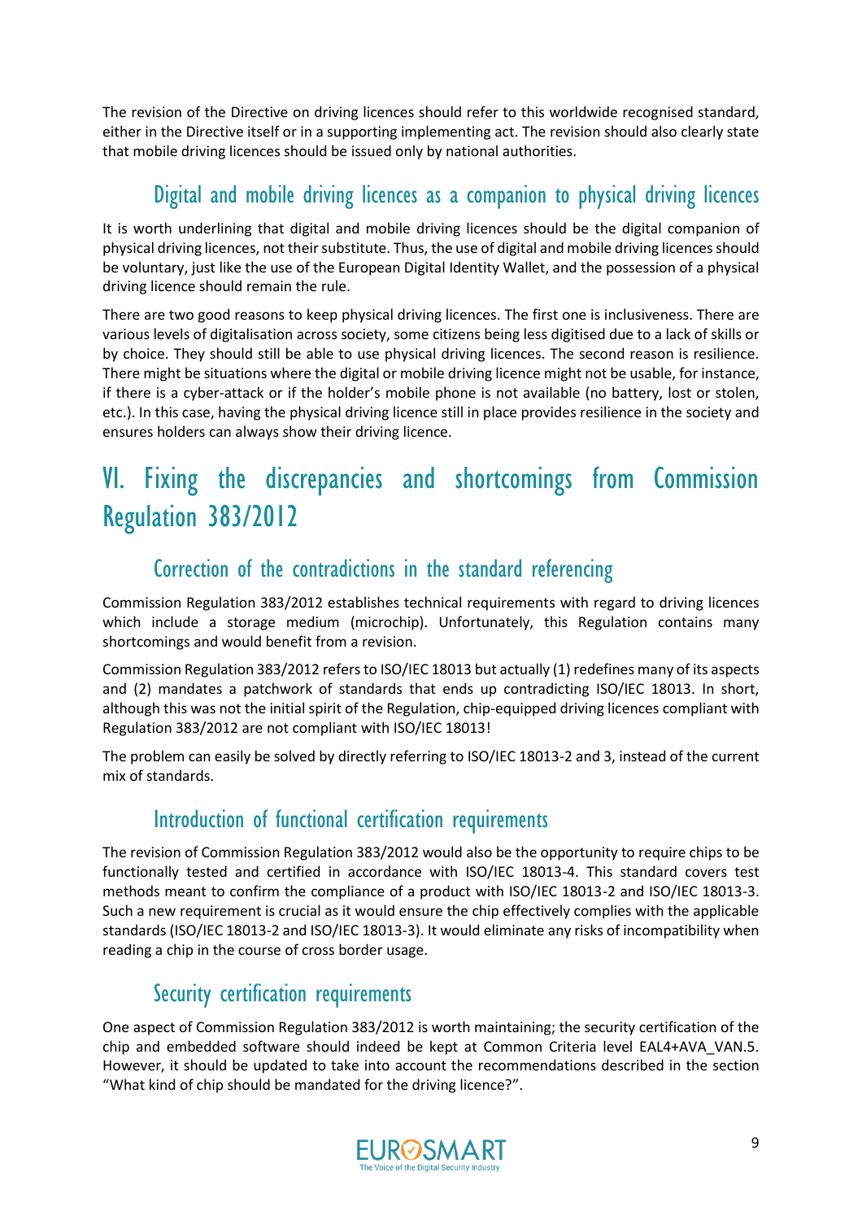The revision of the Directive on driving licences should refer to this worldwide recognised standard, either in the Directive itself or in a supporting implementing act. The revision should also clearly state that mobile driving licences should be issued only by national authorities.

### Digital and mobile driving licences as a companion to physical driving licences

It is worth underlining that digital and mobile driving licences should be the digital companion of physical driving licences, not their substitute. Thus, the use of digital and mobile driving licences should be voluntary, just like the use of the European Digital Identity Wallet, and the possession of a physical driving licence should remain the rule.

There are two good reasons to keep physical driving licences. The first one is inclusiveness. There are various levels of digitalisation across society, some citizens being less digitised due to a lack of skills or by choice. They should still be able to use physical driving licences. The second reason is resilience. There might be situations where the digital or mobile driving licence might not be usable, for instance, if there is a cyber-attack or if the holder's mobile phone is not available (no battery, lost or stolen, etc.). In this case, having the physical driving licence still in place provides resilience in the society and ensures holders can always show their driving licence.

## VI. Fixing the discrepancies and shortcomings from Commission Regulation 383/2012

### Correction of the contradictions in the standard referencing

Commission Regulation 383/2012 establishes technical requirements with regard to driving licences which include a storage medium (microchip). Unfortunately, this Regulation contains many shortcomings and would benefit from a revision.

Commission Regulation 383/2012 refers to ISO/IEC 18013 but actually (1) redefines many of its aspects and (2) mandates a patchwork of standards that ends up contradicting ISO/IEC 18013. In short, although this was not the initial spirit of the Regulation, chip-equipped driving licences compliant with Regulation 383/2012 are not compliant with ISO/IEC 18013!

The problem can easily be solved by directly referring to ISO/IEC 18013-2 and 3, instead of the current mix of standards.

### Introduction of functional certification requirements

The revision of Commission Regulation 383/2012 would also be the opportunity to require chips to be functionally tested and certified in accordance with ISO/IEC 18013-4. This standard covers test methods meant to confirm the compliance of a product with ISO/IEC 18013-2 and ISO/IEC 18013-3. Such a new requirement is crucial as it would ensure the chip effectively complies with the applicable standards (ISO/IEC 18013-2 and ISO/IEC 18013-3). It would eliminate any risks of incompatibility when reading a chip in the course of cross border usage.

### Security certification requirements

One aspect of Commission Regulation 383/2012 is worth maintaining; the security certification of the chip and embedded software should indeed be kept at Common Criteria level EAL4+AVA_VAN.5. However, it should be updated to take into account the recommendations described in the section "What kind of chip should be mandated for the driving licence?".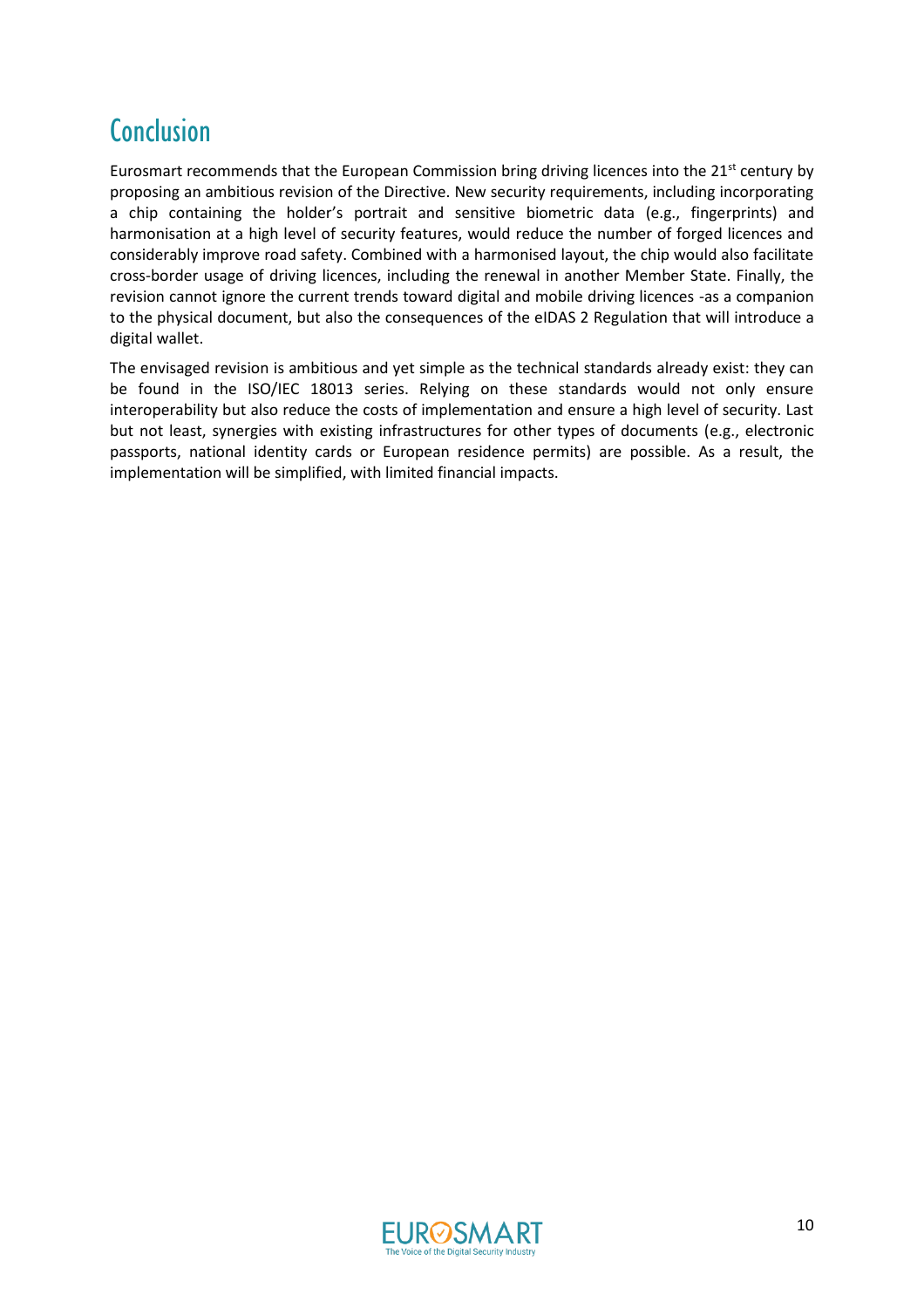# Conclusion

Eurosmart recommends that the European Commission bring driving licences into the 21st century by proposing an ambitious revision of the Directive. New security requirements, including incorporating a chip containing the holder's portrait and sensitive biometric data (e.g., fingerprints) and harmonisation at a high level of security features, would reduce the number of forged licences and considerably improve road safety. Combined with a harmonised layout, the chip would also facilitate cross-border usage of driving licences, including the renewal in another Member State. Finally, the revision cannot ignore the current trends toward digital and mobile driving licences -as a companion to the physical document, but also the consequences of the eIDAS 2 Regulation that will introduce a digital wallet.

The envisaged revision is ambitious and yet simple as the technical standards already exist: they can be found in the ISO/IEC 18013 series. Relying on these standards would not only ensure interoperability but also reduce the costs of implementation and ensure a high level of security. Last but not least, synergies with existing infrastructures for other types of documents (e.g., electronic passports, national identity cards or European residence permits) are possible. As a result, the implementation will be simplified, with limited financial impacts.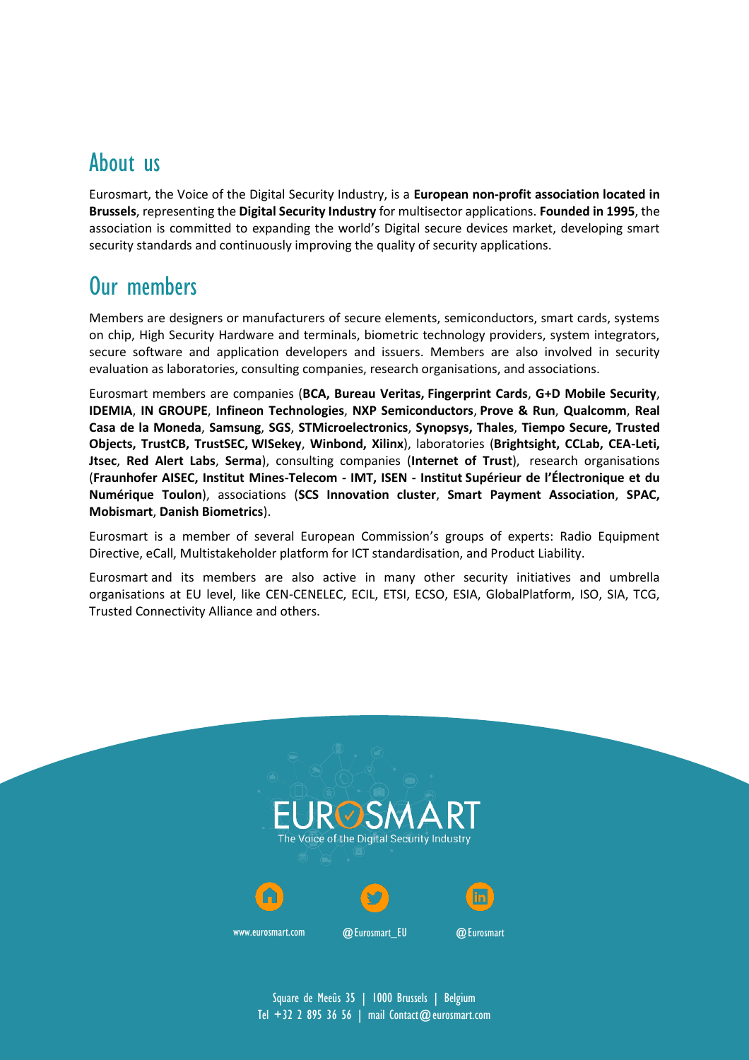## About us

Eurosmart, the Voice of the Digital Security Industry, is a **European non-profit association located in Brussels**, representing the **Digital Security Industry** for multisector applications. **Founded in 1995**, the association is committed to expanding the world's Digital secure devices market, developing smart security standards and continuously improving the quality of security applications.

## Our members

Members are designers or manufacturers of secure elements, semiconductors, smart cards, systems on chip, High Security Hardware and terminals, biometric technology providers, system integrators, secure software and application developers and issuers. Members are also involved in security evaluation as laboratories, consulting companies, research organisations, and associations.

Eurosmart members are companies (**BCA, Bureau Veritas, Fingerprint Cards**, **G+D Mobile Security**, **IDEMIA**, **IN GROUPE**, **Infineon Technologies**, **NXP Semiconductors**, **Prove & Run**, **Qualcomm**, **Real Casa de la Moneda**, **Samsung**, **SGS**, **STMicroelectronics**, **Synopsys, Thales**, **Tiempo Secure, Trusted Objects, TrustCB, TrustSEC, WISekey**, **Winbond, Xilinx**), laboratories (**Brightsight, CCLab, CEA-Leti, Jtsec**, **Red Alert Labs**, **Serma**), consulting companies (**Internet of Trust**), research organisations (**Fraunhofer AISEC, Institut Mines-Telecom - IMT, ISEN - Institut Supérieur de l'Électronique et du Numérique Toulon**), associations (**SCS Innovation cluster**, **Smart Payment Association**, **SPAC, Mobismart**, **Danish Biometrics**).

Eurosmart is a member of several European Commission's groups of experts: Radio Equipment Directive, eCall, Multistakeholder platform for ICT standardisation, and Product Liability.

Eurosmart and its members are also active in many other security initiatives and umbrella organisations at EU level, like CEN-CENELEC, ECIL, ETSI, ECSO, ESIA, GlobalPlatform, ISO, SIA, TCG, Trusted Connectivity Alliance and others.

EUROSMART
The Voice of the Digital Security Industry

www.eurosmart.com

@Eurosmart_EU

@Eurosmart

Square de Meeûs 35 | 1000 Brussels | Belgium
Tel +32 2 895 36 56 | mail Contact@eurosmart.com